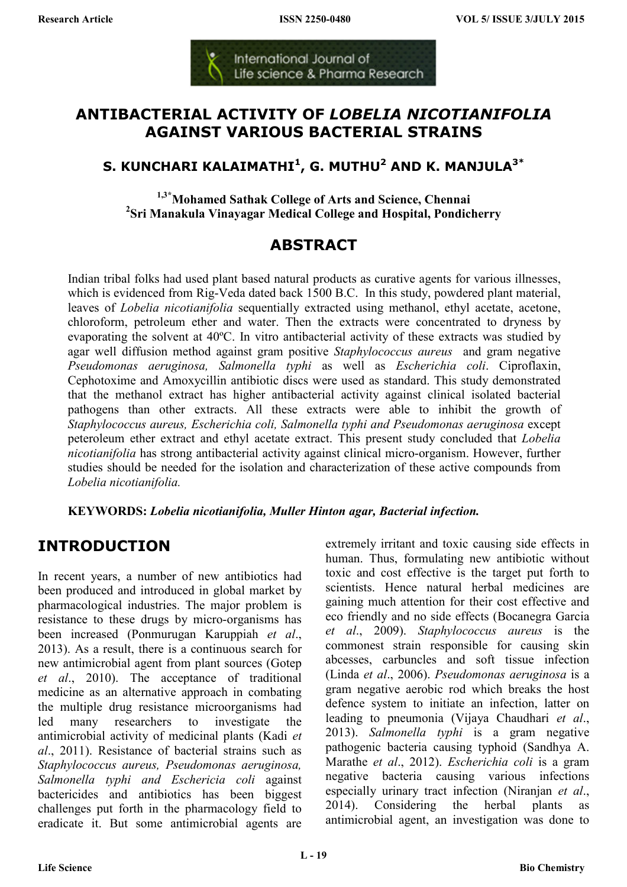# ANTIBACTERIAL ACTIVITY OF *LOBELIA NICOTIANIFOLIA* AGAINST VARIOUS BACTERIAL STRAINS

**S. KUNCHARI KALAIMATHI[1], G. MUTHU[2] AND K. MANJULA[3*]**

[1,3*]**Mohamed Sathak College of Arts and Science, Chennai**
[2]**Sri Manakula Vinayagar Medical College and Hospital, Pondicherry**

## ABSTRACT

Indian tribal folks had used plant based natural products as curative agents for various illnesses, which is evidenced from Rig-Veda dated back 1500 B.C. In this study, powdered plant material, leaves of *Lobelia nicotianifolia* sequentially extracted using methanol, ethyl acetate, acetone, chloroform, petroleum ether and water. Then the extracts were concentrated to dryness by evaporating the solvent at 40ºC. In vitro antibacterial activity of these extracts was studied by agar well diffusion method against gram positive *Staphylococcus aureus* and gram negative *Pseudomonas aeruginosa, Salmonella typhi* as well as *Escherichia coli*. Ciproflaxin, Cephotoxime and Amoxycillin antibiotic discs were used as standard. This study demonstrated that the methanol extract has higher antibacterial activity against clinical isolated bacterial pathogens than other extracts. All these extracts were able to inhibit the growth of *Staphylococcus aureus, Escherichia coli, Salmonella typhi and Pseudomonas aeruginosa* except peteroleum ether extract and ethyl acetate extract. This present study concluded that *Lobelia nicotianifolia* has strong antibacterial activity against clinical micro-organism. However, further studies should be needed for the isolation and characterization of these active compounds from *Lobelia nicotianifolia.*

**KEYWORDS:** ***Lobelia nicotianifolia, Muller Hinton agar, Bacterial infection.***

## INTRODUCTION

In recent years, a number of new antibiotics had been produced and introduced in global market by pharmacological industries. The major problem is resistance to these drugs by micro-organisms has been increased (Ponmurugan Karuppiah *et al*., 2013). As a result, there is a continuous search for new antimicrobial agent from plant sources (Gotep *et al*., 2010). The acceptance of traditional medicine as an alternative approach in combating the multiple drug resistance microorganisms had led many researchers to investigate the antimicrobial activity of medicinal plants (Kadi *et al*., 2011). Resistance of bacterial strains such as *Staphylococcus aureus, Pseudomonas aeruginosa, Salmonella typhi and Eschericia coli* against bactericides and antibiotics has been biggest challenges put forth in the pharmacology field to eradicate it. But some antimicrobial agents are extremely irritant and toxic causing side effects in human. Thus, formulating new antibiotic without toxic and cost effective is the target put forth to scientists. Hence natural herbal medicines are gaining much attention for their cost effective and eco friendly and no side effects (Bocanegra Garcia *et al*., 2009). *Staphylococcus aureus* is the commonest strain responsible for causing skin abcesses, carbuncles and soft tissue infection (Linda *et al*., 2006). *Pseudomonas aeruginosa* is a gram negative aerobic rod which breaks the host defence system to initiate an infection, latter on leading to pneumonia (Vijaya Chaudhari *et al*., 2013). *Salmonella typhi* is a gram negative pathogenic bacteria causing typhoid (Sandhya A. Marathe *et al*., 2012). *Escherichia coli* is a gram negative bacteria causing various infections especially urinary tract infection (Niranjan *et al*., 2014). Considering the herbal plants as antimicrobial agent, an investigation was done to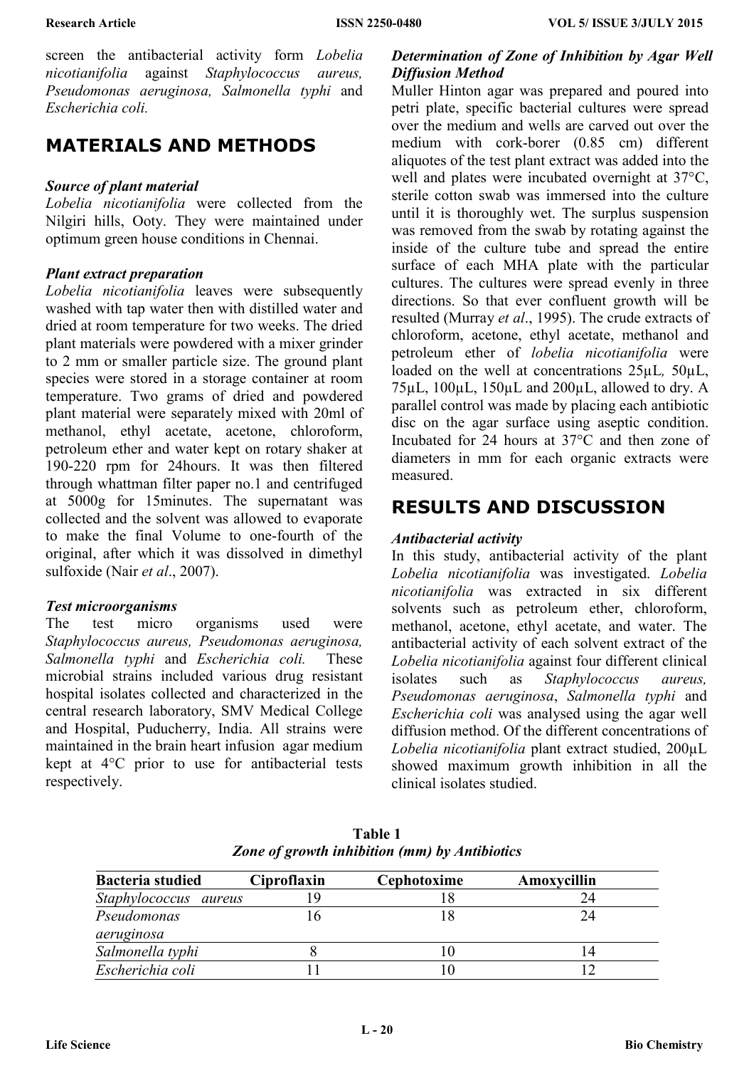screen the antibacterial activity form *Lobelia nicotianifolia* against *Staphylococcus aureus, Pseudomonas aeruginosa, Salmonella typhi* and *Escherichia coli.*

## MATERIALS AND METHODS

### *Source of plant material*

*Lobelia nicotianifolia* were collected from the Nilgiri hills, Ooty. They were maintained under optimum green house conditions in Chennai.

### *Plant extract preparation*

*Lobelia nicotianifolia* leaves were subsequently washed with tap water then with distilled water and dried at room temperature for two weeks. The dried plant materials were powdered with a mixer grinder to 2 mm or smaller particle size. The ground plant species were stored in a storage container at room temperature. Two grams of dried and powdered plant material were separately mixed with 20ml of methanol, ethyl acetate, acetone, chloroform, petroleum ether and water kept on rotary shaker at 190-220 rpm for 24hours. It was then filtered through whattman filter paper no.1 and centrifuged at 5000g for 15minutes. The supernatant was collected and the solvent was allowed to evaporate to make the final Volume to one-fourth of the original, after which it was dissolved in dimethyl sulfoxide (Nair *et al*., 2007).

### *Test microorganisms*

The test micro organisms used were *Staphylococcus aureus, Pseudomonas aeruginosa, Salmonella typhi* and *Escherichia coli.* These microbial strains included various drug resistant hospital isolates collected and characterized in the central research laboratory, SMV Medical College and Hospital, Puducherry, India. All strains were maintained in the brain heart infusion agar medium kept at 4°C prior to use for antibacterial tests respectively.

### *Determination of Zone of Inhibition by Agar Well Diffusion Method*

Muller Hinton agar was prepared and poured into petri plate, specific bacterial cultures were spread over the medium and wells are carved out over the medium with cork-borer (0.85 cm) different aliquotes of the test plant extract was added into the well and plates were incubated overnight at 37°C, sterile cotton swab was immersed into the culture until it is thoroughly wet. The surplus suspension was removed from the swab by rotating against the inside of the culture tube and spread the entire surface of each MHA plate with the particular cultures. The cultures were spread evenly in three directions. So that ever confluent growth will be resulted (Murray *et al*., 1995). The crude extracts of chloroform, acetone, ethyl acetate, methanol and petroleum ether of *lobelia nicotianifolia* were loaded on the well at concentrations 25µL, 50µL, 75µL, 100µL, 150µL and 200µL, allowed to dry. A parallel control was made by placing each antibiotic disc on the agar surface using aseptic condition. Incubated for 24 hours at 37°C and then zone of diameters in mm for each organic extracts were measured.

## RESULTS AND DISCUSSION

### *Antibacterial activity*

In this study, antibacterial activity of the plant *Lobelia nicotianifolia* was investigated. *Lobelia nicotianifolia* was extracted in six different solvents such as petroleum ether, chloroform, methanol, acetone, ethyl acetate, and water. The antibacterial activity of each solvent extract of the *Lobelia nicotianifolia* against four different clinical isolates such as *Staphylococcus aureus, Pseudomonas aeruginosa*, *Salmonella typhi* and *Escherichia coli* was analysed using the agar well diffusion method. Of the different concentrations of *Lobelia nicotianifolia* plant extract studied, 200µL showed maximum growth inhibition in all the clinical isolates studied.

**Table 1**
***Zone of growth inhibition (mm) by Antibiotics***

| Bacteria studied | Ciproflaxin | Cephotoxime | Amoxycillin |
|---|---|---|---|
| *Staphylococcus aureus* | 19 | 18 | 24 |
| *Pseudomonas aeruginosa* | 16 | 18 | 24 |
| *Salmonella typhi* | 8 | 10 | 14 |
| *Escherichia coli* | 11 | 10 | 12 |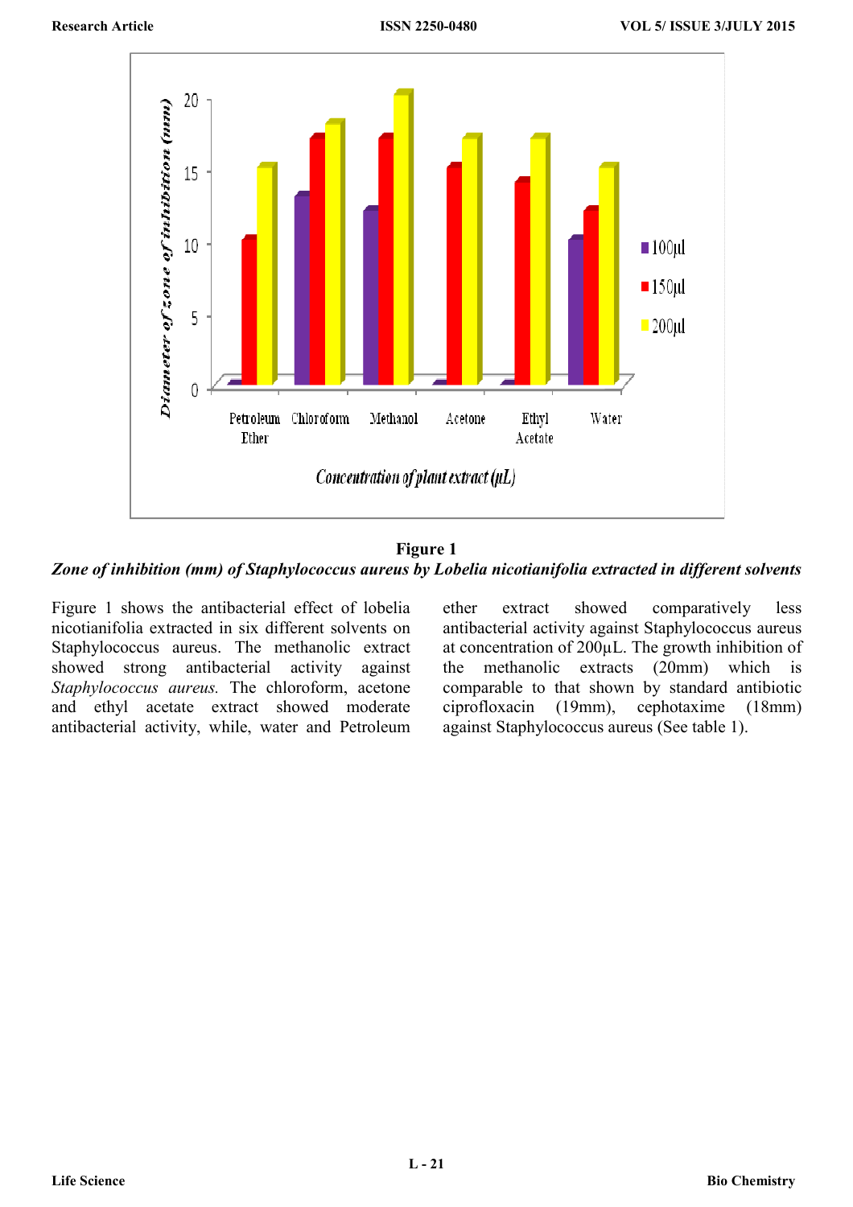**Figure 1**

***Zone of inhibition (mm) of Staphylococcus aureus by Lobelia nicotianifolia extracted in different solvents***

Figure 1 shows the antibacterial effect of lobelia nicotianifolia extracted in six different solvents on Staphylococcus aureus. The methanolic extract showed strong antibacterial activity against *Staphylococcus aureus.* The chloroform, acetone and ethyl acetate extract showed moderate antibacterial activity, while, water and Petroleum ether extract showed comparatively less antibacterial activity against Staphylococcus aureus at concentration of 200µL. The growth inhibition of the methanolic extracts (20mm) which is comparable to that shown by standard antibiotic ciprofloxacin (19mm), cephotaxime (18mm) against Staphylococcus aureus (See table 1).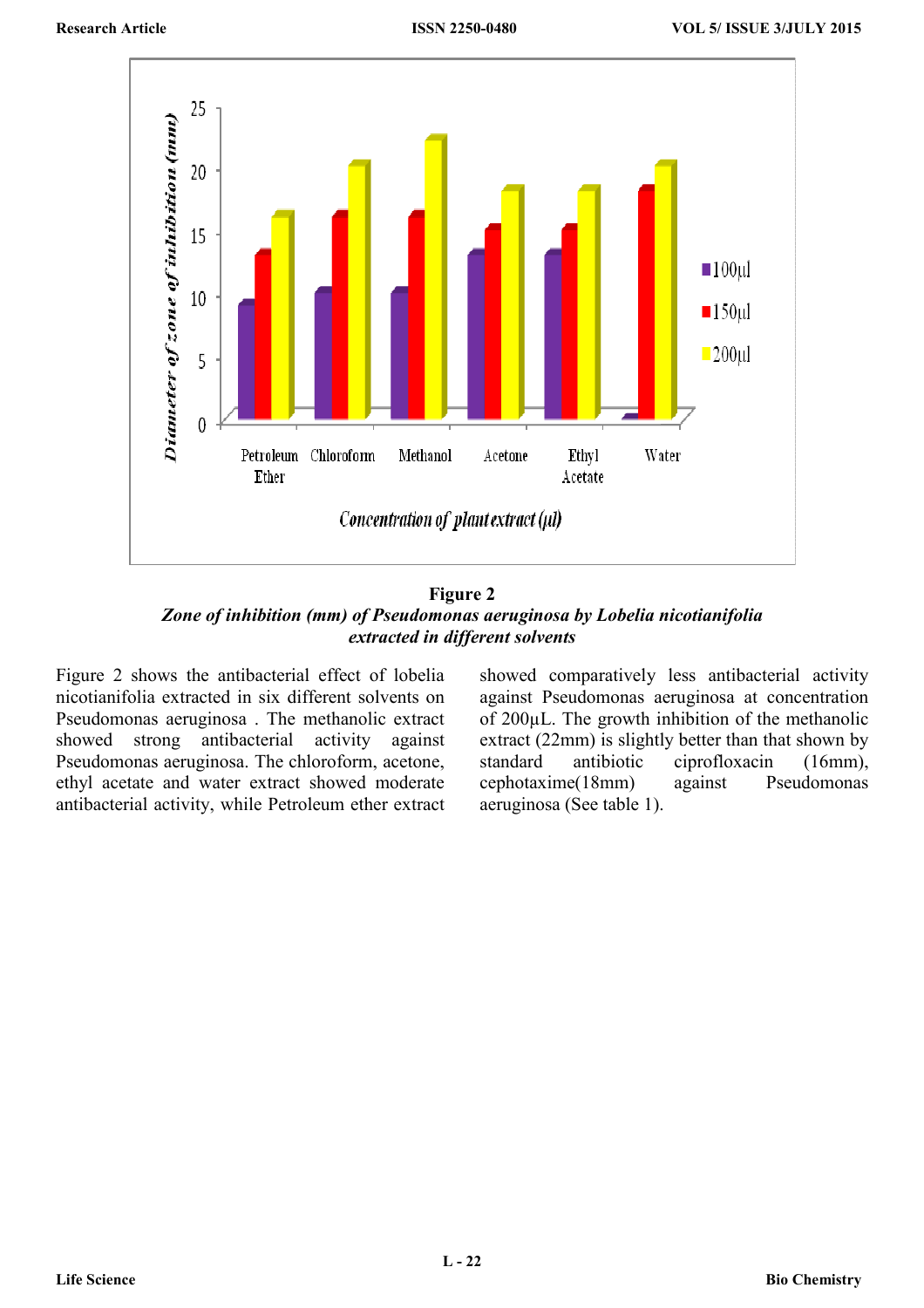**Figure 2**

***Zone of inhibition (mm) of Pseudomonas aeruginosa by Lobelia nicotianifolia extracted in different solvents***

Figure 2 shows the antibacterial effect of lobelia nicotianifolia extracted in six different solvents on Pseudomonas aeruginosa . The methanolic extract showed strong antibacterial activity against Pseudomonas aeruginosa. The chloroform, acetone, ethyl acetate and water extract showed moderate antibacterial activity, while Petroleum ether extract showed comparatively less antibacterial activity against Pseudomonas aeruginosa at concentration of 200µL. The growth inhibition of the methanolic extract (22mm) is slightly better than that shown by standard antibiotic ciprofloxacin (16mm), cephotaxime(18mm) against Pseudomonas aeruginosa (See table 1).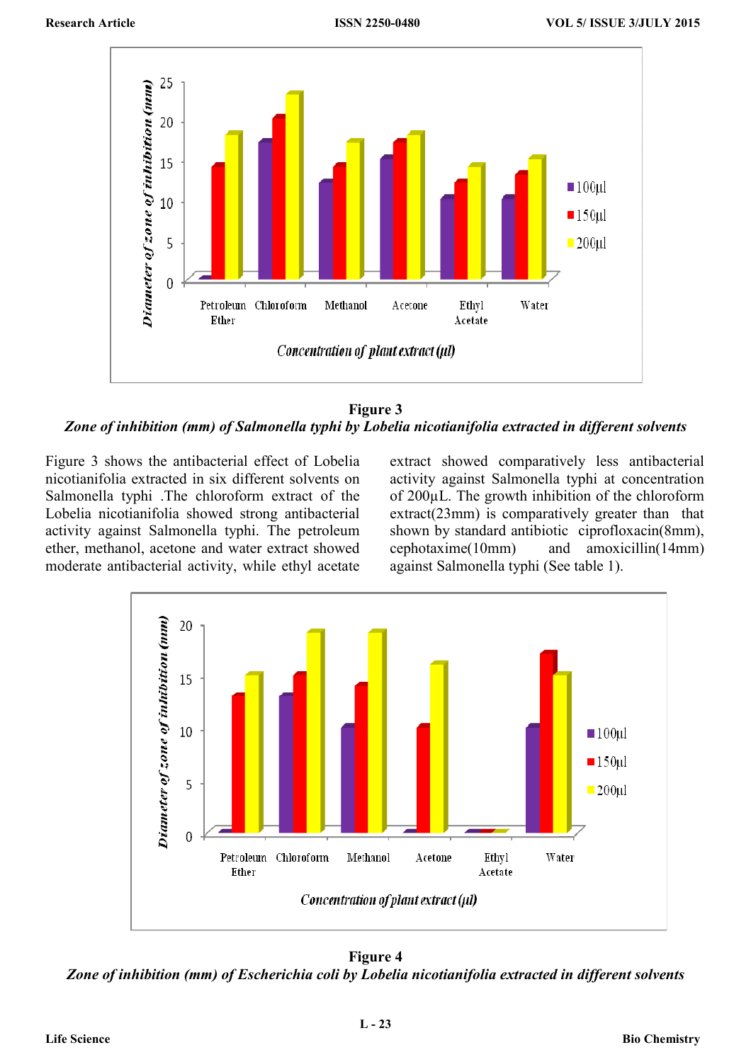**Figure 3**

*Zone of inhibition (mm) of Salmonella typhi by Lobelia nicotianifolia extracted in different solvents*

Figure 3 shows the antibacterial effect of Lobelia nicotianifolia extracted in six different solvents on Salmonella typhi .The chloroform extract of the Lobelia nicotianifolia showed strong antibacterial activity against Salmonella typhi. The petroleum ether, methanol, acetone and water extract showed moderate antibacterial activity, while ethyl acetate extract showed comparatively less antibacterial activity against Salmonella typhi at concentration of 200µL. The growth inhibition of the chloroform extract(23mm) is comparatively greater than that shown by standard antibiotic ciprofloxacin(8mm), cephotaxime(10mm) and amoxicillin(14mm) against Salmonella typhi (See table 1).

**Figure 4**

*Zone of inhibition (mm) of Escherichia coli by Lobelia nicotianifolia extracted in different solvents*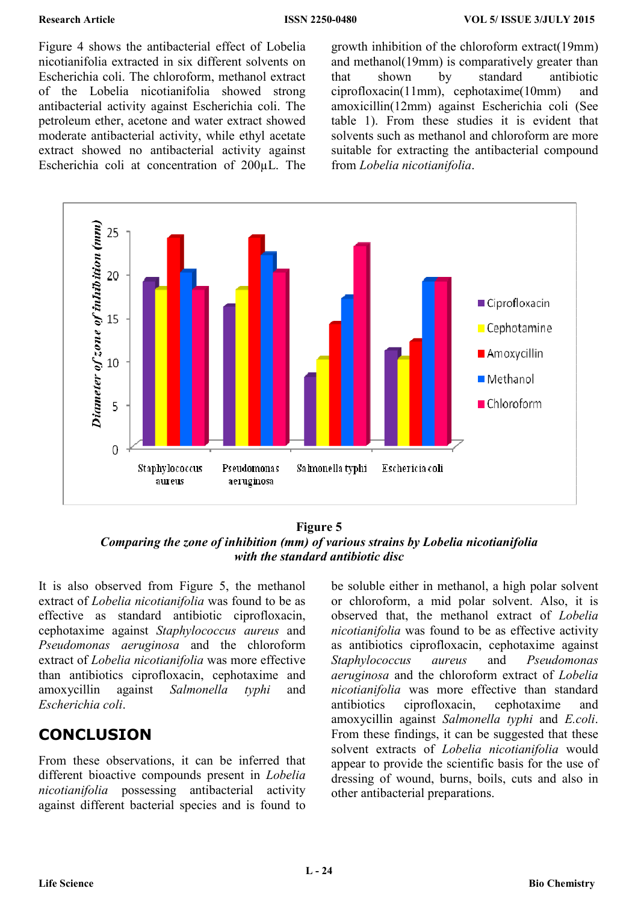Figure 4 shows the antibacterial effect of Lobelia nicotianifolia extracted in six different solvents on Escherichia coli. The chloroform, methanol extract of the Lobelia nicotianifolia showed strong antibacterial activity against Escherichia coli. The petroleum ether, acetone and water extract showed moderate antibacterial activity, while ethyl acetate extract showed no antibacterial activity against Escherichia coli at concentration of 200μL. The growth inhibition of the chloroform extract(19mm) and methanol(19mm) is comparatively greater than that shown by standard antibiotic ciprofloxacin(11mm), cephotaxime(10mm) and amoxicillin(12mm) against Escherichia coli (See table 1). From these studies it is evident that solvents such as methanol and chloroform are more suitable for extracting the antibacterial compound from *Lobelia nicotianifolia*.

**Figure 5**

***Comparing the zone of inhibition (mm) of various strains by Lobelia nicotianifolia with the standard antibiotic disc***

It is also observed from Figure 5, the methanol extract of *Lobelia nicotianifolia* was found to be as effective as standard antibiotic ciprofloxacin, cephotaxime against *Staphylococcus aureus* and *Pseudomonas aeruginosa* and the chloroform extract of *Lobelia nicotianifolia* was more effective than antibiotics ciprofloxacin, cephotaxime and amoxycillin against *Salmonella typhi* and *Escherichia coli*.

## CONCLUSION

From these observations, it can be inferred that different bioactive compounds present in *Lobelia nicotianifolia* possessing antibacterial activity against different bacterial species and is found to be soluble either in methanol, a high polar solvent or chloroform, a mid polar solvent. Also, it is observed that, the methanol extract of *Lobelia nicotianifolia* was found to be as effective activity as antibiotics ciprofloxacin, cephotaxime against *Staphylococcus aureus* and *Pseudomonas aeruginosa* and the chloroform extract of *Lobelia nicotianifolia* was more effective than standard antibiotics ciprofloxacin, cephotaxime and amoxycillin against *Salmonella typhi* and *E.coli*. From these findings, it can be suggested that these solvent extracts of *Lobelia nicotianifolia* would appear to provide the scientific basis for the use of dressing of wound, burns, boils, cuts and also in other antibacterial preparations.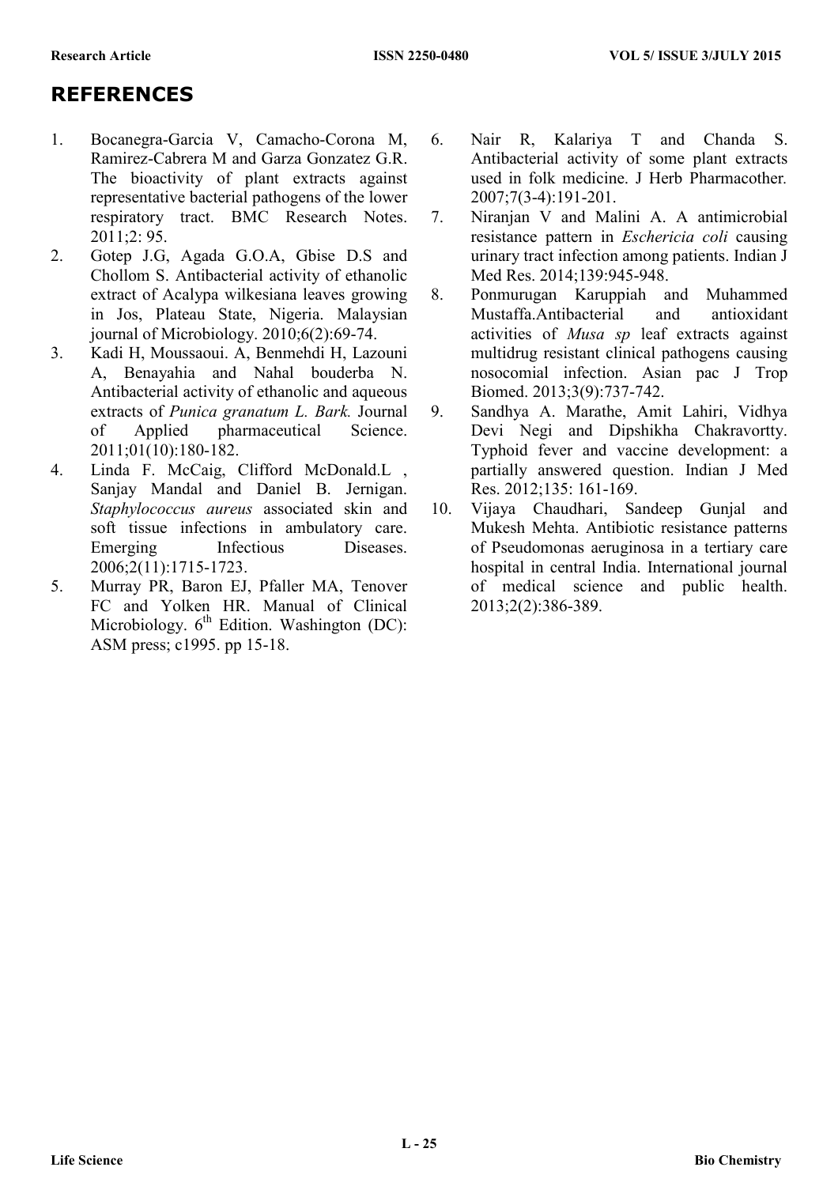## REFERENCES

1. Bocanegra-Garcia V, Camacho-Corona M, Ramirez-Cabrera M and Garza Gonzatez G.R. The bioactivity of plant extracts against representative bacterial pathogens of the lower respiratory tract. BMC Research Notes. 2011;2: 95.
2. Gotep J.G, Agada G.O.A, Gbise D.S and Chollom S. Antibacterial activity of ethanolic extract of Acalypa wilkesiana leaves growing in Jos, Plateau State, Nigeria. Malaysian journal of Microbiology. 2010;6(2):69-74.
3. Kadi H, Moussaoui. A, Benmehdi H, Lazouni A, Benayahia and Nahal bouderba N. Antibacterial activity of ethanolic and aqueous extracts of *Punica granatum L. Bark.* Journal of Applied pharmaceutical Science. 2011;01(10):180-182.
4. Linda F. McCaig, Clifford McDonald.L , Sanjay Mandal and Daniel B. Jernigan. *Staphylococcus aureus* associated skin and soft tissue infections in ambulatory care. Emerging Infectious Diseases. 2006;2(11):1715-1723.
5. Murray PR, Baron EJ, Pfaller MA, Tenover FC and Yolken HR. Manual of Clinical Microbiology. 6th Edition. Washington (DC): ASM press; c1995. pp 15-18.
6. Nair R, Kalariya T and Chanda S. Antibacterial activity of some plant extracts used in folk medicine. J Herb Pharmacother. 2007;7(3-4):191-201.
7. Niranjan V and Malini A. A antimicrobial resistance pattern in *Eschericia coli* causing urinary tract infection among patients. Indian J Med Res. 2014;139:945-948.
8. Ponmurugan Karuppiah and Muhammed Mustaffa.Antibacterial and antioxidant activities of *Musa sp* leaf extracts against multidrug resistant clinical pathogens causing nosocomial infection. Asian pac J Trop Biomed. 2013;3(9):737-742.
9. Sandhya A. Marathe, Amit Lahiri, Vidhya Devi Negi and Dipshikha Chakravortty. Typhoid fever and vaccine development: a partially answered question. Indian J Med Res. 2012;135: 161-169.
10. Vijaya Chaudhari, Sandeep Gunjal and Mukesh Mehta. Antibiotic resistance patterns of Pseudomonas aeruginosa in a tertiary care hospital in central India. International journal of medical science and public health. 2013;2(2):386-389.